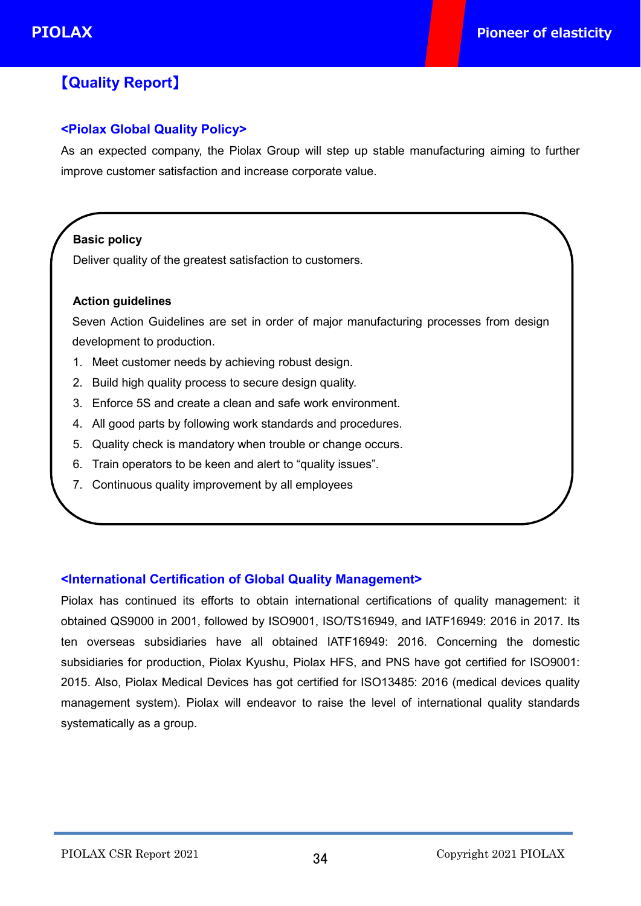# 【Quality Report】

## <Piolax Global Quality Policy>

As an expected company, the Piolax Group will step up stable manufacturing aiming to further improve customer satisfaction and increase corporate value.

**Basic policy**

Deliver quality of the greatest satisfaction to customers.

**Action guidelines**

Seven Action Guidelines are set in order of major manufacturing processes from design development to production.

1. Meet customer needs by achieving robust design.
2. Build high quality process to secure design quality.
3. Enforce 5S and create a clean and safe work environment.
4. All good parts by following work standards and procedures.
5. Quality check is mandatory when trouble or change occurs.
6. Train operators to be keen and alert to “quality issues”.
7. Continuous quality improvement by all employees

## <International Certification of Global Quality Management>

Piolax has continued its efforts to obtain international certifications of quality management: it obtained QS9000 in 2001, followed by ISO9001, ISO/TS16949, and IATF16949: 2016 in 2017. Its ten overseas subsidiaries have all obtained IATF16949: 2016. Concerning the domestic subsidiaries for production, Piolax Kyushu, Piolax HFS, and PNS have got certified for ISO9001: 2015. Also, Piolax Medical Devices has got certified for ISO13485: 2016 (medical devices quality management system). Piolax will endeavor to raise the level of international quality standards systematically as a group.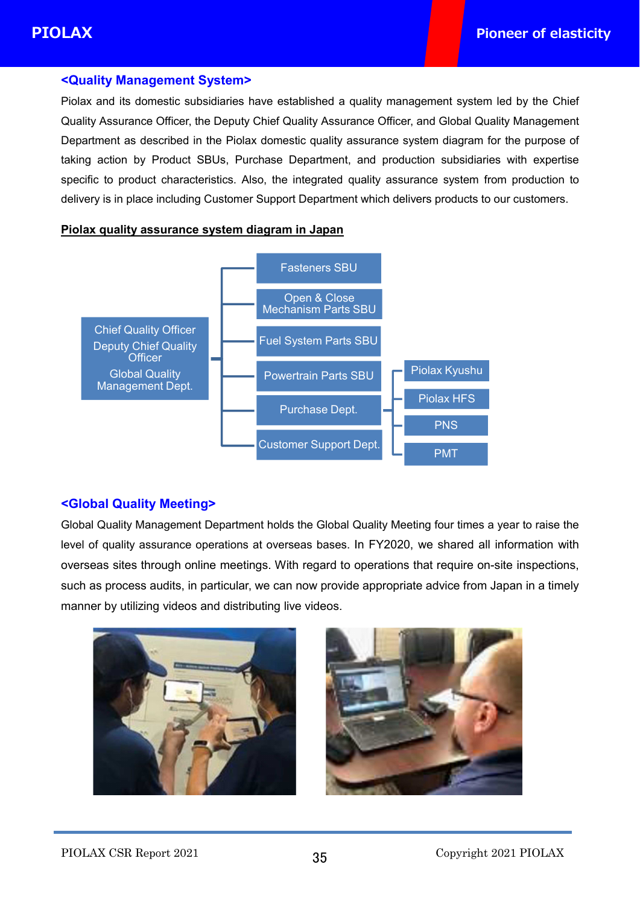## <Quality Management System>

Piolax and its domestic subsidiaries have established a quality management system led by the Chief Quality Assurance Officer, the Deputy Chief Quality Assurance Officer, and Global Quality Management Department as described in the Piolax domestic quality assurance system diagram for the purpose of taking action by Product SBUs, Purchase Department, and production subsidiaries with expertise specific to product characteristics. Also, the integrated quality assurance system from production to delivery is in place including Customer Support Department which delivers products to our customers.

**Piolax quality assurance system diagram in Japan**

Chief Quality Officer
Deputy Chief Quality Officer
Global Quality Management Dept.

Fasteners SBU
Open & Close Mechanism Parts SBU
Fuel System Parts SBU
Powertrain Parts SBU
Purchase Dept.
Customer Support Dept.

Piolax Kyushu
Piolax HFS
PNS
PMT

## <Global Quality Meeting>

Global Quality Management Department holds the Global Quality Meeting four times a year to raise the level of quality assurance operations at overseas bases. In FY2020, we shared all information with overseas sites through online meetings. With regard to operations that require on-site inspections, such as process audits, in particular, we can now provide appropriate advice from Japan in a timely manner by utilizing videos and distributing live videos.